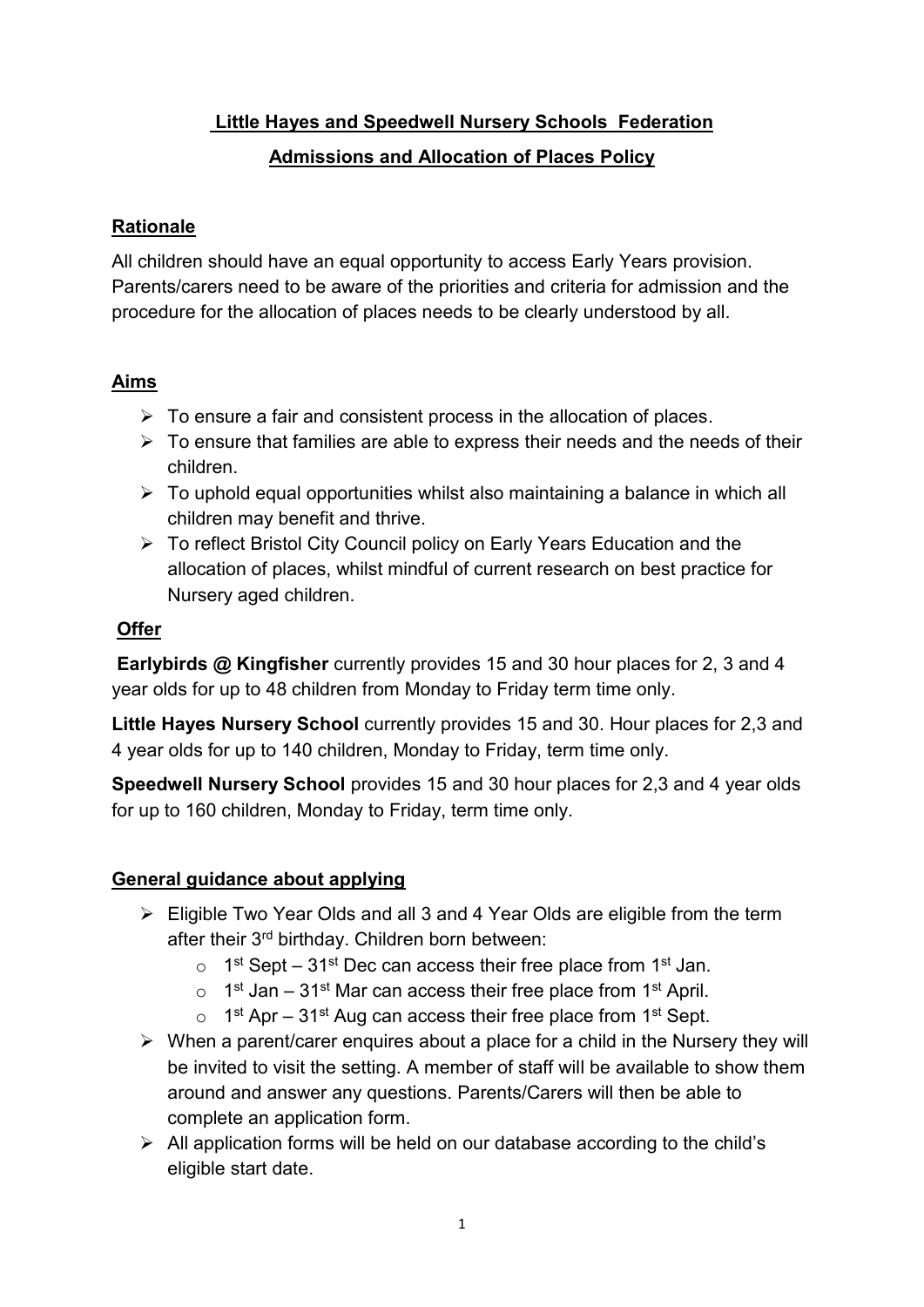# Little Hayes and Speedwell Nursery Schools Federation

## Admissions and Allocation of Places Policy

### Rationale

All children should have an equal opportunity to access Early Years provision. Parents/carers need to be aware of the priorities and criteria for admission and the procedure for the allocation of places needs to be clearly understood by all.

### Aims

- To ensure a fair and consistent process in the allocation of places.
- To ensure that families are able to express their needs and the needs of their children.
- To uphold equal opportunities whilst also maintaining a balance in which all children may benefit and thrive.
- To reflect Bristol City Council policy on Early Years Education and the allocation of places, whilst mindful of current research on best practice for Nursery aged children.

### Offer

**Earlybirds @ Kingfisher** currently provides 15 and 30 hour places for 2, 3 and 4 year olds for up to 48 children from Monday to Friday term time only.

**Little Hayes Nursery School** currently provides 15 and 30. Hour places for 2,3 and 4 year olds for up to 140 children, Monday to Friday, term time only.

**Speedwell Nursery School** provides 15 and 30 hour places for 2,3 and 4 year olds for up to 160 children, Monday to Friday, term time only.

### General guidance about applying

- Eligible Two Year Olds and all 3 and 4 Year Olds are eligible from the term after their 3rd birthday. Children born between:
    - 1st Sept – 31st Dec can access their free place from 1st Jan.
    - 1st Jan – 31st Mar can access their free place from 1st April.
    - 1st Apr – 31st Aug can access their free place from 1st Sept.
- When a parent/carer enquires about a place for a child in the Nursery they will be invited to visit the setting. A member of staff will be available to show them around and answer any questions. Parents/Carers will then be able to complete an application form.
- All application forms will be held on our database according to the child's eligible start date.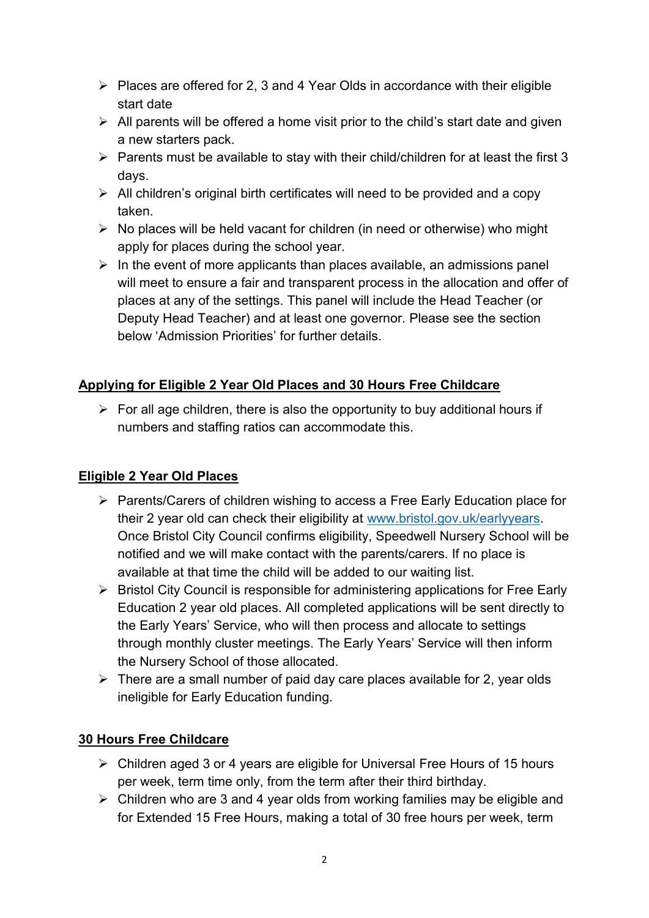- Places are offered for 2, 3 and 4 Year Olds in accordance with their eligible start date
- All parents will be offered a home visit prior to the child's start date and given a new starters pack.
- Parents must be available to stay with their child/children for at least the first 3 days.
- All children's original birth certificates will need to be provided and a copy taken.
- No places will be held vacant for children (in need or otherwise) who might apply for places during the school year.
- In the event of more applicants than places available, an admissions panel will meet to ensure a fair and transparent process in the allocation and offer of places at any of the settings. This panel will include the Head Teacher (or Deputy Head Teacher) and at least one governor. Please see the section below 'Admission Priorities' for further details.

## Applying for Eligible 2 Year Old Places and 30 Hours Free Childcare

- For all age children, there is also the opportunity to buy additional hours if numbers and staffing ratios can accommodate this.

## Eligible 2 Year Old Places

- Parents/Carers of children wishing to access a Free Early Education place for their 2 year old can check their eligibility at [www.bristol.gov.uk/earlyyears](http://www.bristol.gov.uk/earlyyears). Once Bristol City Council confirms eligibility, Speedwell Nursery School will be notified and we will make contact with the parents/carers. If no place is available at that time the child will be added to our waiting list.
- Bristol City Council is responsible for administering applications for Free Early Education 2 year old places. All completed applications will be sent directly to the Early Years' Service, who will then process and allocate to settings through monthly cluster meetings. The Early Years' Service will then inform the Nursery School of those allocated.
- There are a small number of paid day care places available for 2, year olds ineligible for Early Education funding.

## 30 Hours Free Childcare

- Children aged 3 or 4 years are eligible for Universal Free Hours of 15 hours per week, term time only, from the term after their third birthday.
- Children who are 3 and 4 year olds from working families may be eligible and for Extended 15 Free Hours, making a total of 30 free hours per week, term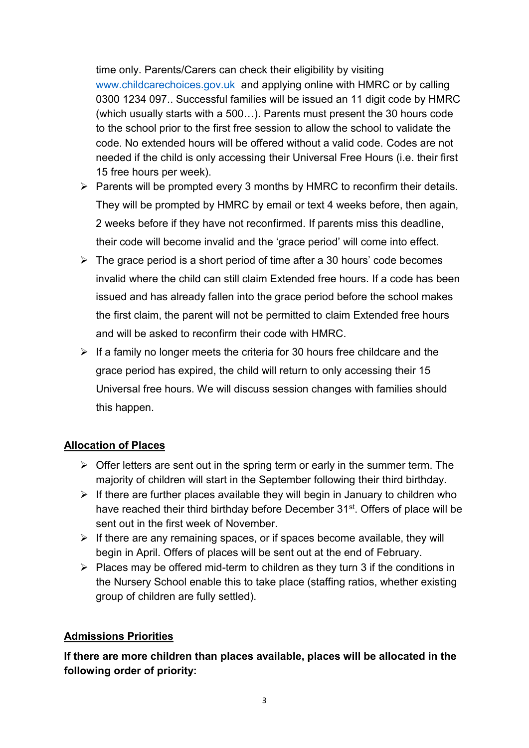time only. Parents/Carers can check their eligibility by visiting www.childcarechoices.gov.uk and applying online with HMRC or by calling 0300 1234 097.. Successful families will be issued an 11 digit code by HMRC (which usually starts with a 500…). Parents must present the 30 hours code to the school prior to the first free session to allow the school to validate the code. No extended hours will be offered without a valid code. Codes are not needed if the child is only accessing their Universal Free Hours (i.e. their first 15 free hours per week).

- Parents will be prompted every 3 months by HMRC to reconfirm their details. They will be prompted by HMRC by email or text 4 weeks before, then again, 2 weeks before if they have not reconfirmed. If parents miss this deadline, their code will become invalid and the 'grace period' will come into effect.
- The grace period is a short period of time after a 30 hours' code becomes invalid where the child can still claim Extended free hours. If a code has been issued and has already fallen into the grace period before the school makes the first claim, the parent will not be permitted to claim Extended free hours and will be asked to reconfirm their code with HMRC.
- If a family no longer meets the criteria for 30 hours free childcare and the grace period has expired, the child will return to only accessing their 15 Universal free hours. We will discuss session changes with families should this happen.

## Allocation of Places

- Offer letters are sent out in the spring term or early in the summer term. The majority of children will start in the September following their third birthday.
- If there are further places available they will begin in January to children who have reached their third birthday before December 31st. Offers of place will be sent out in the first week of November.
- If there are any remaining spaces, or if spaces become available, they will begin in April. Offers of places will be sent out at the end of February.
- Places may be offered mid-term to children as they turn 3 if the conditions in the Nursery School enable this to take place (staffing ratios, whether existing group of children are fully settled).

## Admissions Priorities

**If there are more children than places available, places will be allocated in the following order of priority:**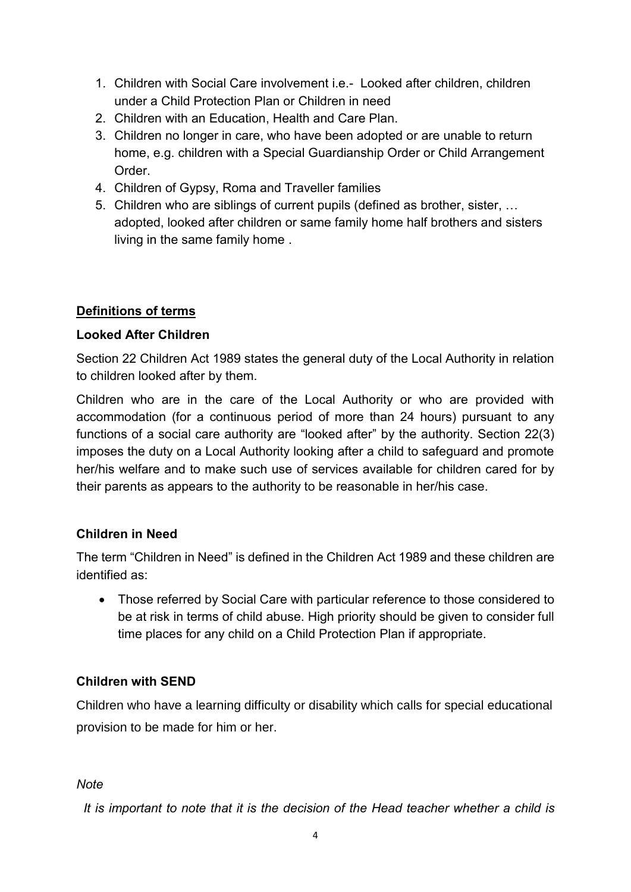1. Children with Social Care involvement i.e.- Looked after children, children under a Child Protection Plan or Children in need
2. Children with an Education, Health and Care Plan.
3. Children no longer in care, who have been adopted or are unable to return home, e.g. children with a Special Guardianship Order or Child Arrangement Order.
4. Children of Gypsy, Roma and Traveller families
5. Children who are siblings of current pupils (defined as brother, sister, … adopted, looked after children or same family home half brothers and sisters living in the same family home .

## Definitions of terms

### Looked After Children

Section 22 Children Act 1989 states the general duty of the Local Authority in relation to children looked after by them.

Children who are in the care of the Local Authority or who are provided with accommodation (for a continuous period of more than 24 hours) pursuant to any functions of a social care authority are "looked after" by the authority. Section 22(3) imposes the duty on a Local Authority looking after a child to safeguard and promote her/his welfare and to make such use of services available for children cared for by their parents as appears to the authority to be reasonable in her/his case.

### Children in Need

The term "Children in Need" is defined in the Children Act 1989 and these children are identified as:

- Those referred by Social Care with particular reference to those considered to be at risk in terms of child abuse. High priority should be given to consider full time places for any child on a Child Protection Plan if appropriate.

### Children with SEND

Children who have a learning difficulty or disability which calls for special educational provision to be made for him or her.

*Note*

*It is important to note that it is the decision of the Head teacher whether a child is*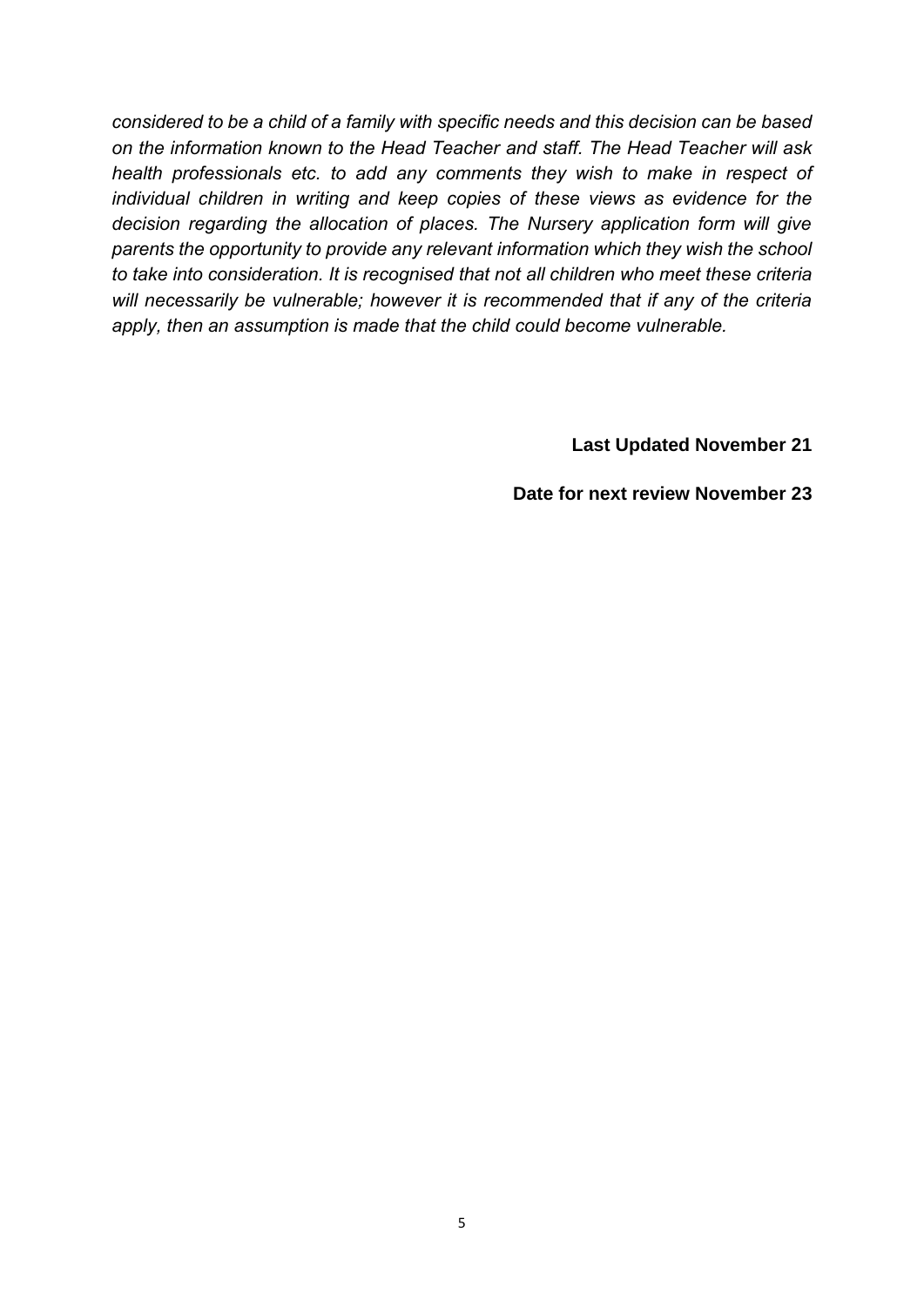*considered to be a child of a family with specific needs and this decision can be based on the information known to the Head Teacher and staff. The Head Teacher will ask health professionals etc. to add any comments they wish to make in respect of individual children in writing and keep copies of these views as evidence for the decision regarding the allocation of places. The Nursery application form will give parents the opportunity to provide any relevant information which they wish the school to take into consideration. It is recognised that not all children who meet these criteria will necessarily be vulnerable; however it is recommended that if any of the criteria apply, then an assumption is made that the child could become vulnerable.*

**Last Updated November 21**

**Date for next review November 23**